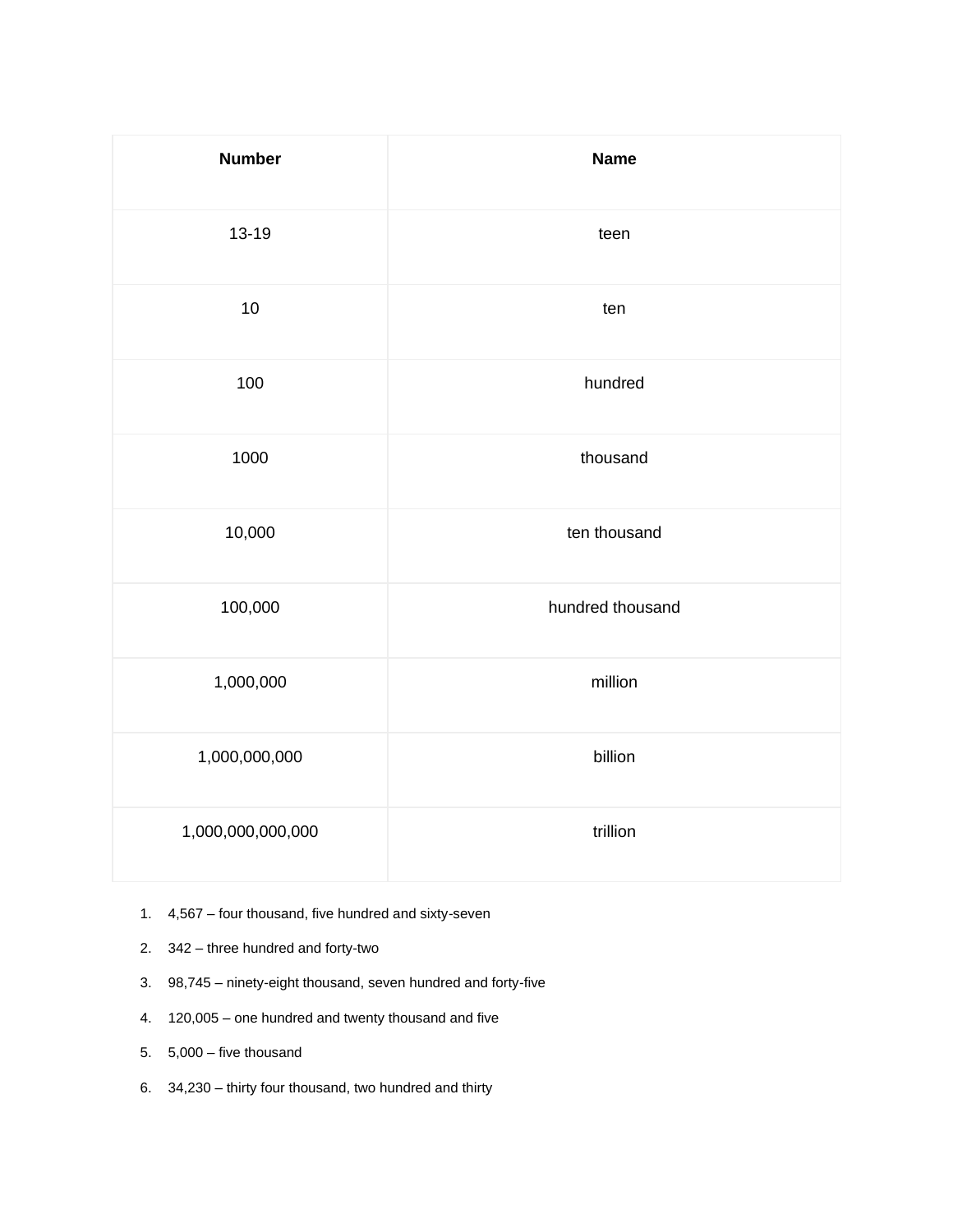| Number | Name |
| --- | --- |
| 13-19 | teen |
| 10 | ten |
| 100 | hundred |
| 1000 | thousand |
| 10,000 | ten thousand |
| 100,000 | hundred thousand |
| 1,000,000 | million |
| 1,000,000,000 | billion |
| 1,000,000,000,000 | trillion |

1. 4,567 – four thousand, five hundred and sixty-seven
2. 342 – three hundred and forty-two
3. 98,745 – ninety-eight thousand, seven hundred and forty-five
4. 120,005 – one hundred and twenty thousand and five
5. 5,000 – five thousand
6. 34,230 – thirty four thousand, two hundred and thirty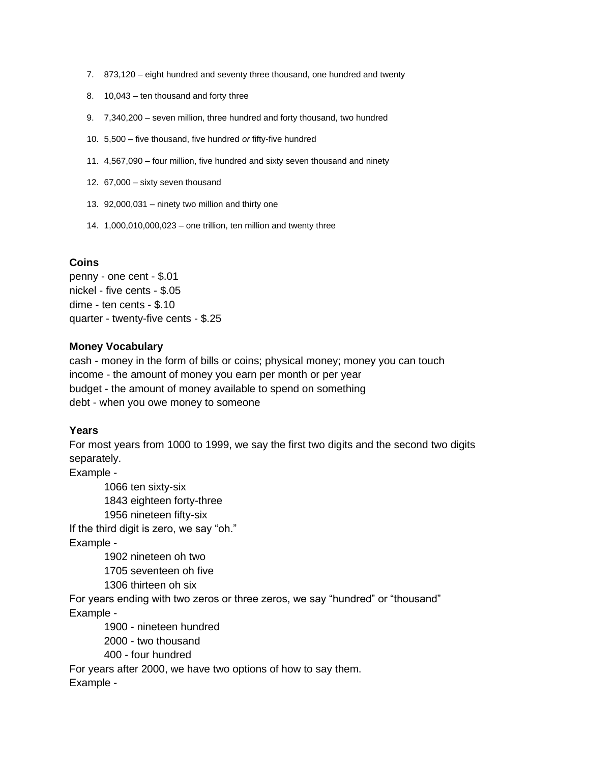7. 873,120 – eight hundred and seventy three thousand, one hundred and twenty
8. 10,043 – ten thousand and forty three
9. 7,340,200 – seven million, three hundred and forty thousand, two hundred
10. 5,500 – five thousand, five hundred *or* fifty-five hundred
11. 4,567,090 – four million, five hundred and sixty seven thousand and ninety
12. 67,000 – sixty seven thousand
13. 92,000,031 – ninety two million and thirty one
14. 1,000,010,000,023 – one trillion, ten million and twenty three

**Coins**
penny - one cent - $.01
nickel - five cents - $.05
dime - ten cents - $.10
quarter - twenty-five cents - $.25

**Money Vocabulary**
cash - money in the form of bills or coins; physical money; money you can touch
income - the amount of money you earn per month or per year
budget - the amount of money available to spend on something
debt - when you owe money to someone

**Years**
For most years from 1000 to 1999, we say the first two digits and the second two digits separately.
Example -

1066 ten sixty-six
1843 eighteen forty-three
1956 nineteen fifty-six

If the third digit is zero, we say "oh."
Example -

1902 nineteen oh two
1705 seventeen oh five
1306 thirteen oh six

For years ending with two zeros or three zeros, we say "hundred" or "thousand"
Example -

1900 - nineteen hundred
2000 - two thousand
400 - four hundred

For years after 2000, we have two options of how to say them.
Example -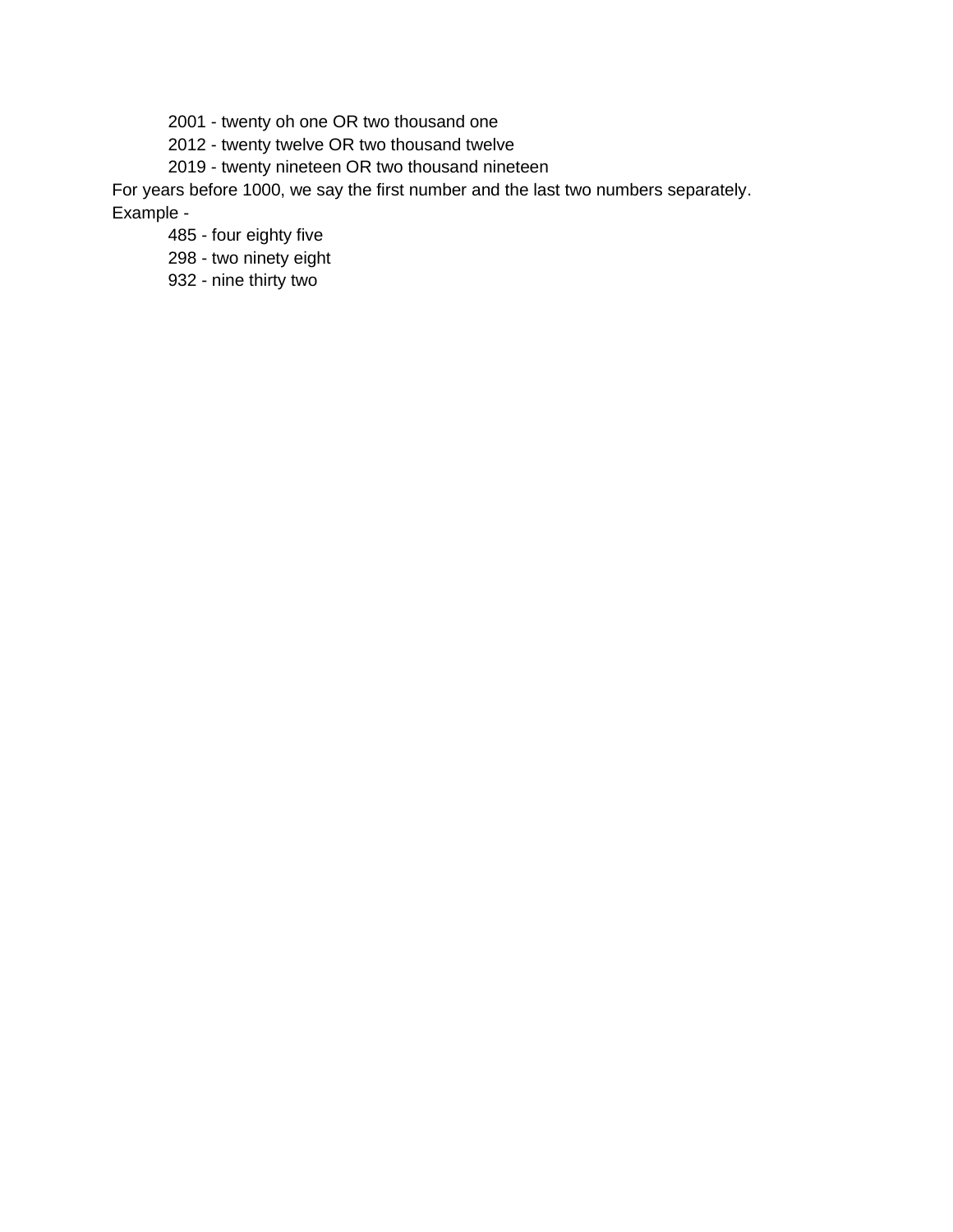2001 - twenty oh one OR two thousand one

2012 - twenty twelve OR two thousand twelve

2019 - twenty nineteen OR two thousand nineteen

For years before 1000, we say the first number and the last two numbers separately.

Example -

485 - four eighty five

298 - two ninety eight

932 - nine thirty two